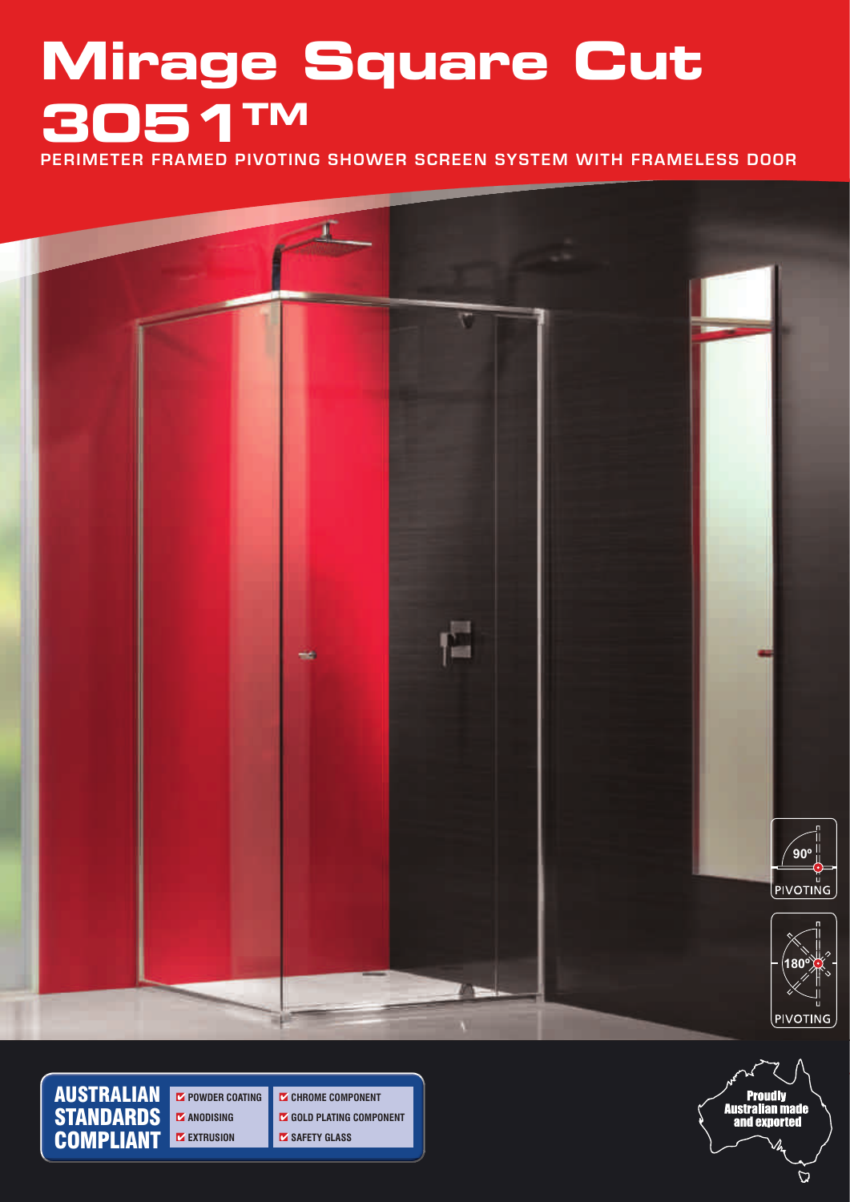# Mirage Square Cut 3051™

PERIMETER FRAMED PIVOTING SHOWER SCREEN SYSTEM WITH FRAMELESS DOOR

90° PIVOTING

180° PIVOTING

**AUSTRALIAN STANDARDS COMPLIANT**

- POWDER COATING
- ANODISING
- EXTRUSION
- CHROME COMPONENT
- GOLD PLATING COMPONENT
- SAFETY GLASS

Proudly Australian made and exported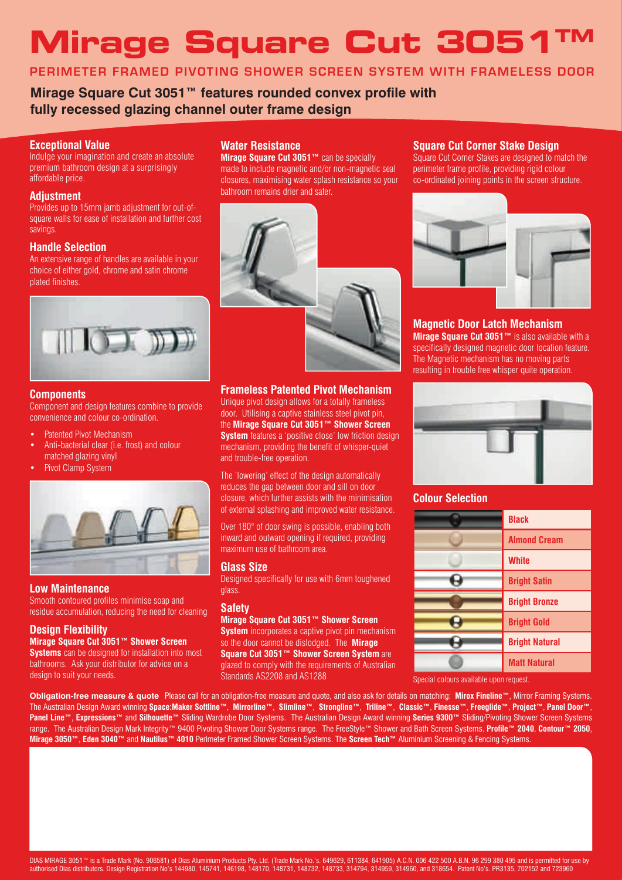# Mirage Square Cut 3051™

## PERIMETER FRAMED PIVOTING SHOWER SCREEN SYSTEM WITH FRAMELESS DOOR

**Mirage Square Cut 3051™ features rounded convex profile with fully recessed glazing channel outer frame design**

### Exceptional Value

Indulge your imagination and create an absolute premium bathroom design at a surprisingly affordable price.

### Adjustment

Provides up to 15mm jamb adjustment for out-of-square walls for ease of installation and further cost savings.

### Handle Selection

An extensive range of handles are available in your choice of either gold, chrome and satin chrome plated finishes.

### Components

Component and design features combine to provide convenience and colour co-ordination.

- Patented Pivot Mechanism
- Anti-bacterial clear (i.e. frost) and colour matched glazing vinyl
- Pivot Clamp System

### Low Maintenance

Smooth contoured profiles minimise soap and residue accumulation, reducing the need for cleaning

### Design Flexibility

**Mirage Square Cut 3051™ Shower Screen Systems** can be designed for installation into most bathrooms. Ask your distributor for advice on a design to suit your needs.

### Water Resistance

**Mirage Square Cut 3051™** can be specially made to include magnetic and/or non-magnetic seal closures, maximising water splash resistance so your bathroom remains drier and safer.

### Frameless Patented Pivot Mechanism

Unique pivot design allows for a totally frameless door. Utilising a captive stainless steel pivot pin, the **Mirage Square Cut 3051™ Shower Screen System** features a 'positive close' low friction design mechanism, providing the benefit of whisper-quiet and trouble-free operation.

The 'lowering' effect of the design automatically reduces the gap between door and sill on door closure, which further assists with the minimisation of external splashing and improved water resistance.

Over 180° of door swing is possible, enabling both inward and outward opening if required, providing maximum use of bathroom area.

### Glass Size

Designed specifically for use with 6mm toughened glass.

### Safety

**Mirage Square Cut 3051™ Shower Screen System** incorporates a captive pivot pin mechanism so the door cannot be dislodged. The **Mirage Square Cut 3051™ Shower Screen System** are glazed to comply with the requirements of Australian Standards AS2208 and AS1288

### Square Cut Corner Stake Design

Square Cut Corner Stakes are designed to match the perimeter frame profile, providing rigid colour co-ordinated joining points in the screen structure.

### Magnetic Door Latch Mechanism

**Mirage Square Cut 3051™** is also available with a specifically designed magnetic door location feature. The Magnetic mechanism has no moving parts resulting in trouble free whisper quite operation.

### Colour Selection

- Black
- Almond Cream
- White
- Bright Satin
- Bright Bronze
- Bright Gold
- Bright Natural
- Matt Natural

Special colours available upon request.

**Obligation-free measure & quote** Please call for an obligation-free measure and quote, and also ask for details on matching: **Mirox Fineline™**, Mirror Framing Systems. The Australian Design Award winning **Space:Maker Softline™**, **Mirrorline™**, **Slimline™**, **Strongline™**, **Triline™**, **Classic™**, **Finesse™**, **Freeglide™**, **Project™**, **Panel Door™**, **Panel Line™**, **Expressions™** and **Silhouette™** Sliding Wardrobe Door Systems. The Australian Design Award winning **Series 9300™** Sliding/Pivoting Shower Screen Systems range. The Australian Design Mark Integrity™ 9400 Pivoting Shower Door Systems range. The FreeStyle™ Shower and Bath Screen Systems. **Profile™ 2040**, **Contour™ 2050**, **Mirage 3050™**, **Eden 3040™** and **Nautilus™ 4010** Perimeter Framed Shower Screen Systems. The **Screen Tech™** Aluminium Screening & Fencing Systems.

DIAS MIRAGE 3051™ is a Trade Mark (No. 906581) of Dias Aluminium Products Pty. Ltd. (Trade Mark No.'s. 649629, 611384, 641905) A.C.N. 006 422 500 A.B.N. 96 299 380 495 and is permitted for use by authorised Dias distributors. Design Registration No's 144980, 145741, 146198, 148170, 148731, 148732, 148733, 314794, 314959, 314960, and 318654. Patent No's. PR3135, 702152 and 723960